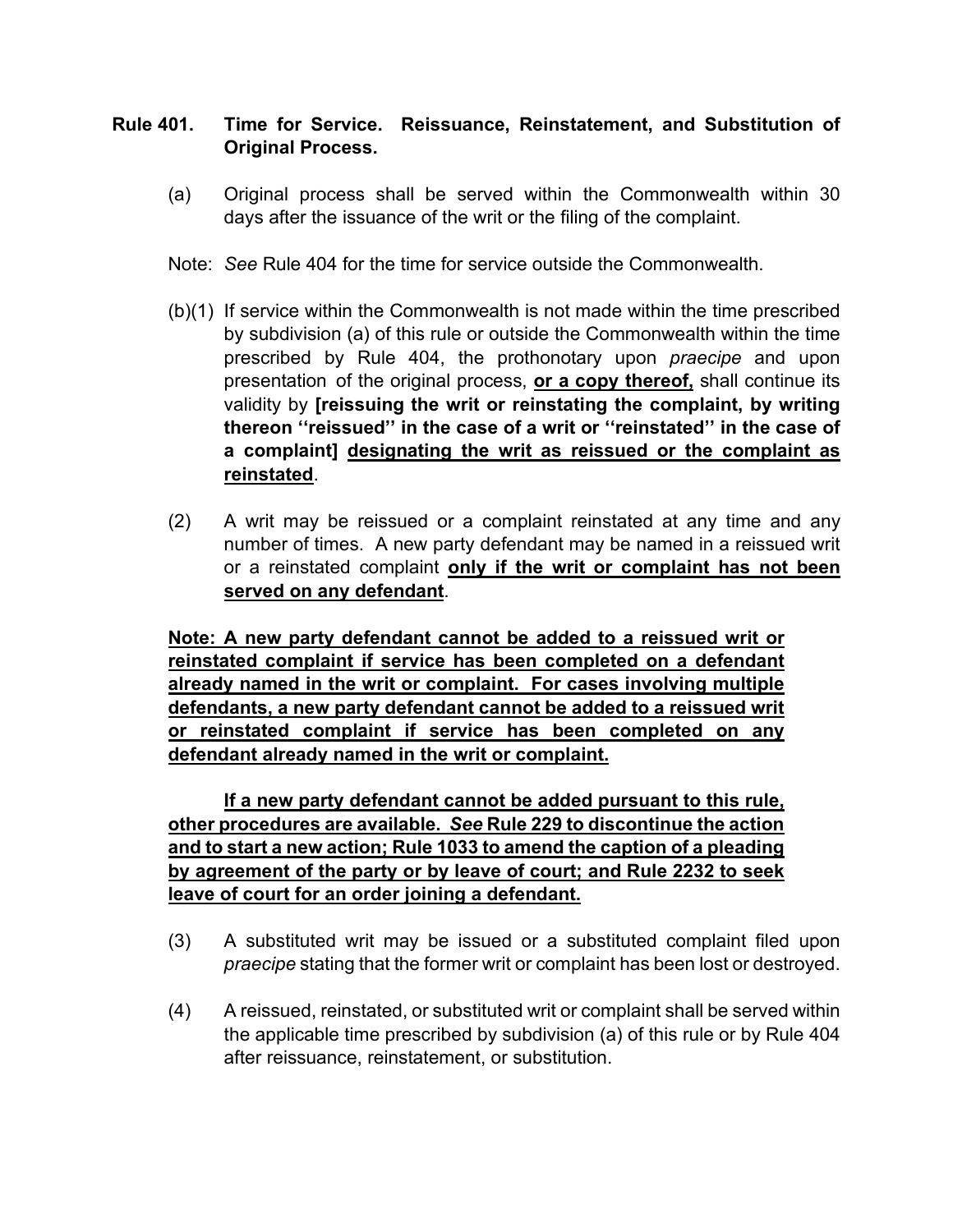**Rule 401. Time for Service. Reissuance, Reinstatement, and Substitution of Original Process.**

(a) Original process shall be served within the Commonwealth within 30 days after the issuance of the writ or the filing of the complaint.

Note: *See* Rule 404 for the time for service outside the Commonwealth.

(b)(1) If service within the Commonwealth is not made within the time prescribed by subdivision (a) of this rule or outside the Commonwealth within the time prescribed by Rule 404, the prothonotary upon *praecipe* and upon presentation of the original process, <u>**or a copy thereof,**</u> shall continue its validity by **[reissuing the writ or reinstating the complaint, by writing thereon ''reissued'' in the case of a writ or ''reinstated'' in the case of a complaint]** <u>designating the writ as reissued or the complaint as reinstated</u>.

(2) A writ may be reissued or a complaint reinstated at any time and any number of times. A new party defendant may be named in a reissued writ or a reinstated complaint <u>**only if the writ or complaint has not been served on any defendant**</u>.

<u>**Note: A new party defendant cannot be added to a reissued writ or reinstated complaint if service has been completed on a defendant already named in the writ or complaint. For cases involving multiple defendants, a new party defendant cannot be added to a reissued writ or reinstated complaint if service has been completed on any defendant already named in the writ or complaint.**</u>

<u>**If a new party defendant cannot be added pursuant to this rule, other procedures are available. *See* Rule 229 to discontinue the action and to start a new action; Rule 1033 to amend the caption of a pleading by agreement of the party or by leave of court; and Rule 2232 to seek leave of court for an order joining a defendant.**</u>

(3) A substituted writ may be issued or a substituted complaint filed upon *praecipe* stating that the former writ or complaint has been lost or destroyed.

(4) A reissued, reinstated, or substituted writ or complaint shall be served within the applicable time prescribed by subdivision (a) of this rule or by Rule 404 after reissuance, reinstatement, or substitution.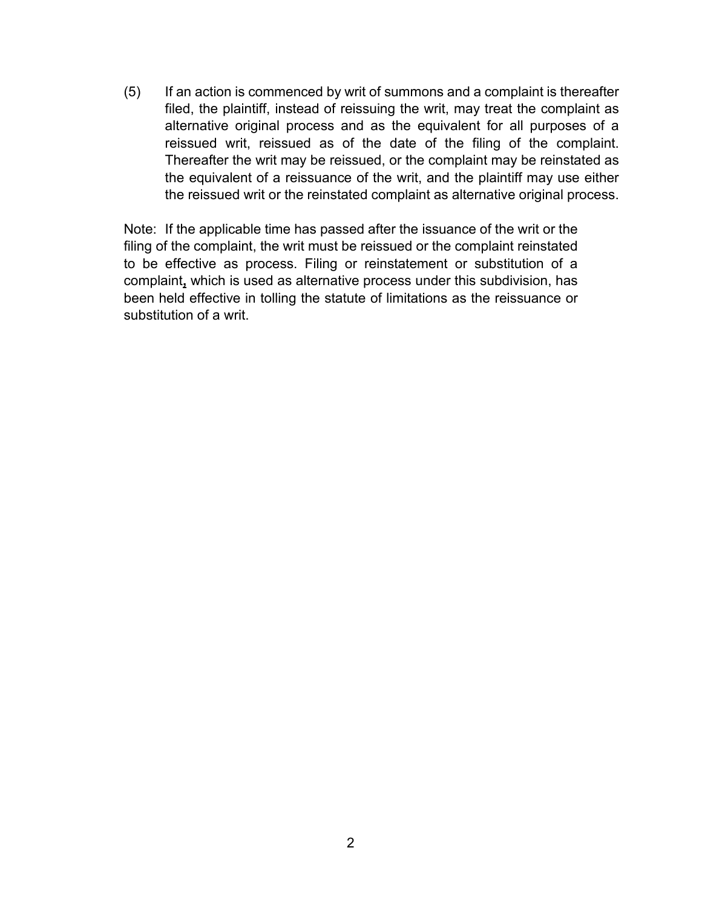(5) If an action is commenced by writ of summons and a complaint is thereafter filed, the plaintiff, instead of reissuing the writ, may treat the complaint as alternative original process and as the equivalent for all purposes of a reissued writ, reissued as of the date of the filing of the complaint. Thereafter the writ may be reissued, or the complaint may be reinstated as the equivalent of a reissuance of the writ, and the plaintiff may use either the reissued writ or the reinstated complaint as alternative original process.

Note: If the applicable time has passed after the issuance of the writ or the filing of the complaint, the writ must be reissued or the complaint reinstated to be effective as process. Filing or reinstatement or substitution of a complaint, which is used as alternative process under this subdivision, has been held effective in tolling the statute of limitations as the reissuance or substitution of a writ.